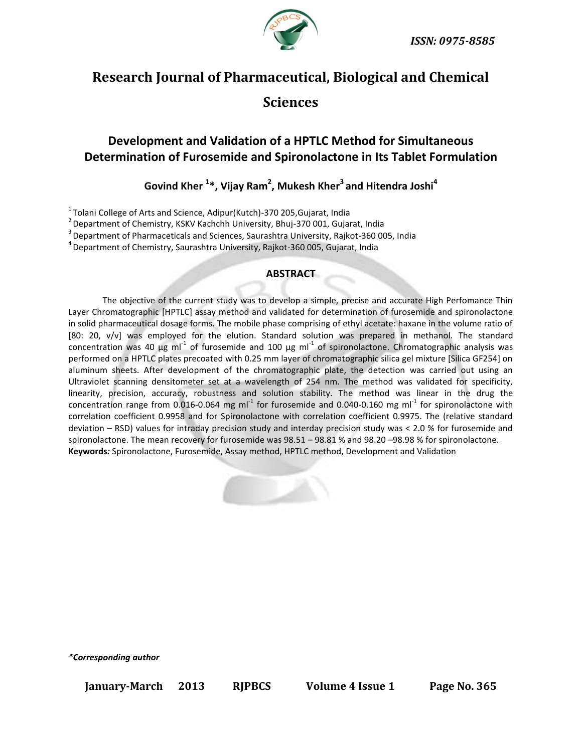ISSN: 0975-8585

# Research Journal of Pharmaceutical, Biological and Chemical Sciences

## Development and Validation of a HPTLC Method for Simultaneous Determination of Furosemide and Spironolactone in Its Tablet Formulation

**Govind Kher [1]*, Vijay Ram[2], Mukesh Kher[3] and Hitendra Joshi[4]**

[1] Tolani College of Arts and Science, Adipur(Kutch)-370 205,Gujarat, India
[2] Department of Chemistry, KSKV Kachchh University, Bhuj-370 001, Gujarat, India
[3] Department of Pharmaceticals and Sciences, Saurashtra University, Rajkot-360 005, India
[4] Department of Chemistry, Saurashtra University, Rajkot-360 005, Gujarat, India

### ABSTRACT

The objective of the current study was to develop a simple, precise and accurate High Perfomance Thin Layer Chromatographic [HPTLC] assay method and validated for determination of furosemide and spironolactone in solid pharmaceutical dosage forms. The mobile phase comprising of ethyl acetate: haxane in the volume ratio of [80: 20, v/v] was employed for the elution. Standard solution was prepared in methanol. The standard concentration was 40 µg $ml^{-1}$ of furosemide and 100 µg $ml^{-1}$ of spironolactone. Chromatographic analysis was performed on a HPTLC plates precoated with 0.25 mm layer of chromatographic silica gel mixture [Silica GF254] on aluminum sheets. After development of the chromatographic plate, the detection was carried out using an Ultraviolet scanning densitometer set at a wavelength of 254 nm. The method was validated for specificity, linearity, precision, accuracy, robustness and solution stability. The method was linear in the drug the concentration range from 0.016-0.064 mg $ml^{-1}$ for furosemide and 0.040-0.160 mg $ml^{-1}$ for spironolactone with correlation coefficient 0.9958 and for Spironolactone with correlation coefficient 0.9975. The (relative standard deviation – RSD) values for intraday precision study and interday precision study was < 2.0 % for furosemide and spironolactone. The mean recovery for furosemide was 98.51 – 98.81 % and 98.20 –98.98 % for spironolactone.

**Keywords*:*** Spironolactone, Furosemide, Assay method, HPTLC method, Development and Validation

**\*Corresponding author**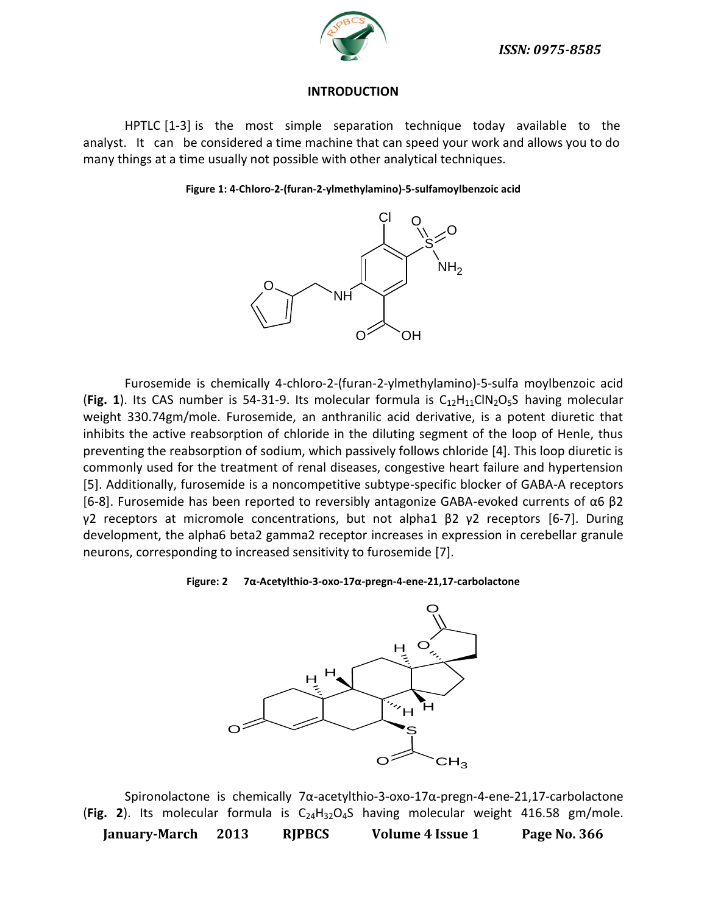## INTRODUCTION

HPTLC [1-3] is the most simple separation technique today available to the analyst. It can be considered a time machine that can speed your work and allows you to do many things at a time usually not possible with other analytical techniques.

**Figure 1: 4-Chloro-2-(furan-2-ylmethylamino)-5-sulfamoylbenzoic acid**

Furosemide is chemically 4-chloro-2-(furan-2-ylmethylamino)-5-sulfa moylbenzoic acid (**Fig. 1**). Its CAS number is 54-31-9. Its molecular formula is $C_{12}H_{11}ClN_2O_5S$ having molecular weight 330.74gm/mole. Furosemide, an anthranilic acid derivative, is a potent diuretic that inhibits the active reabsorption of chloride in the diluting segment of the loop of Henle, thus preventing the reabsorption of sodium, which passively follows chloride [4]. This loop diuretic is commonly used for the treatment of renal diseases, congestive heart failure and hypertension [5]. Additionally, furosemide is a noncompetitive subtype-specific blocker of GABA-A receptors [6-8]. Furosemide has been reported to reversibly antagonize GABA-evoked currents of α6 β2 γ2 receptors at micromole concentrations, but not alpha1 β2 γ2 receptors [6-7]. During development, the alpha6 beta2 gamma2 receptor increases in expression in cerebellar granule neurons, corresponding to increased sensitivity to furosemide [7].

**Figure: 2 7α-Acetylthio-3-oxo-17α-pregn-4-ene-21,17-carbolactone**

Spironolactone is chemically 7α-acetylthio-3-oxo-17α-pregn-4-ene-21,17-carbolactone (**Fig. 2**). Its molecular formula is $C_{24}H_{32}O_4S$ having molecular weight 416.58 gm/mole.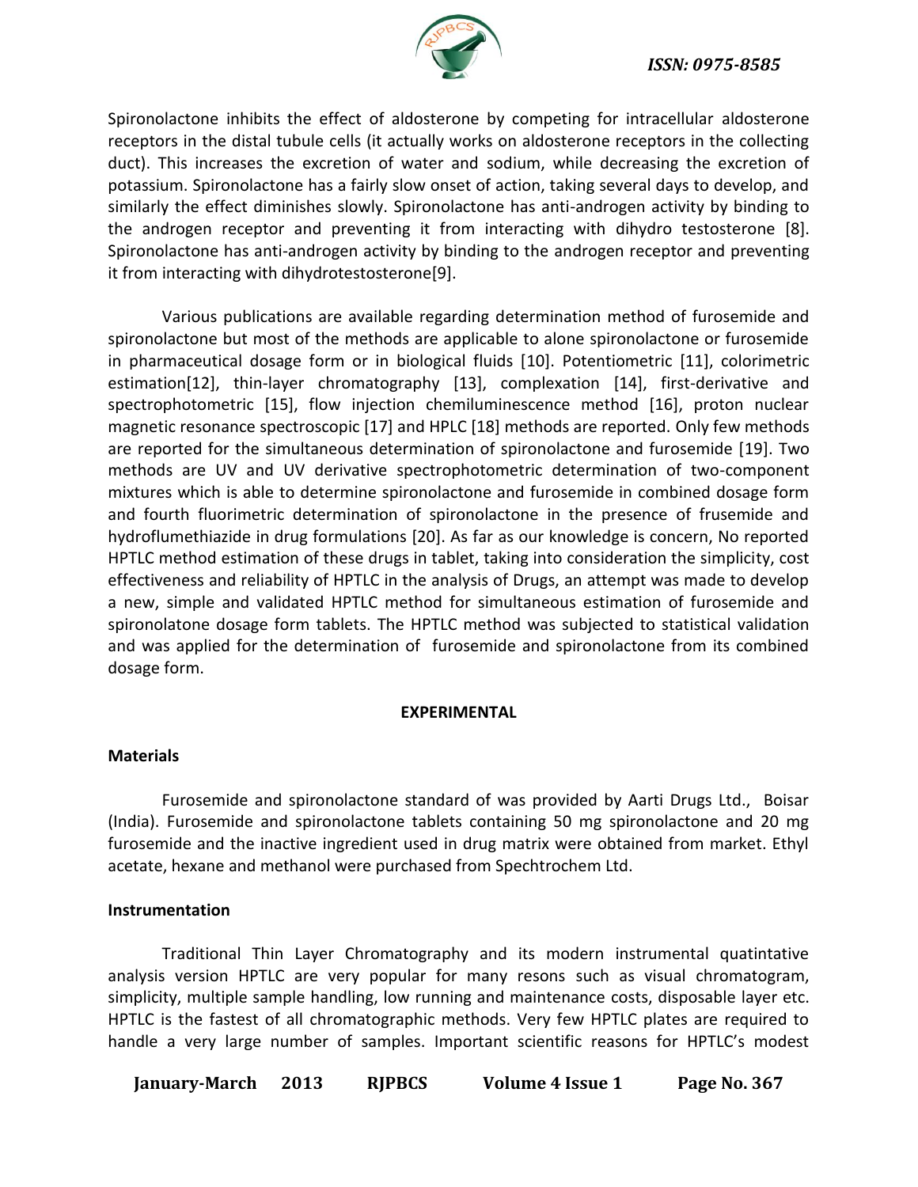Spironolactone inhibits the effect of aldosterone by competing for intracellular aldosterone receptors in the distal tubule cells (it actually works on aldosterone receptors in the collecting duct). This increases the excretion of water and sodium, while decreasing the excretion of potassium. Spironolactone has a fairly slow onset of action, taking several days to develop, and similarly the effect diminishes slowly. Spironolactone has anti-androgen activity by binding to the androgen receptor and preventing it from interacting with dihydro testosterone [8]. Spironolactone has anti-androgen activity by binding to the androgen receptor and preventing it from interacting with dihydrotestosterone[9].

Various publications are available regarding determination method of furosemide and spironolactone but most of the methods are applicable to alone spironolactone or furosemide in pharmaceutical dosage form or in biological fluids [10]. Potentiometric [11], colorimetric estimation[12], thin-layer chromatography [13], complexation [14], first-derivative and spectrophotometric [15], flow injection chemiluminescence method [16], proton nuclear magnetic resonance spectroscopic [17] and HPLC [18] methods are reported. Only few methods are reported for the simultaneous determination of spironolactone and furosemide [19]. Two methods are UV and UV derivative spectrophotometric determination of two-component mixtures which is able to determine spironolactone and furosemide in combined dosage form and fourth fluorimetric determination of spironolactone in the presence of frusemide and hydroflumethiazide in drug formulations [20]. As far as our knowledge is concern, No reported HPTLC method estimation of these drugs in tablet, taking into consideration the simplicity, cost effectiveness and reliability of HPTLC in the analysis of Drugs, an attempt was made to develop a new, simple and validated HPTLC method for simultaneous estimation of furosemide and spironolatone dosage form tablets. The HPTLC method was subjected to statistical validation and was applied for the determination of furosemide and spironolactone from its combined dosage form.

## EXPERIMENTAL

### Materials

Furosemide and spironolactone standard of was provided by Aarti Drugs Ltd., Boisar (India). Furosemide and spironolactone tablets containing 50 mg spironolactone and 20 mg furosemide and the inactive ingredient used in drug matrix were obtained from market. Ethyl acetate, hexane and methanol were purchased from Spechtrochem Ltd.

### Instrumentation

Traditional Thin Layer Chromatography and its modern instrumental quatintative analysis version HPTLC are very popular for many resons such as visual chromatogram, simplicity, multiple sample handling, low running and maintenance costs, disposable layer etc. HPTLC is the fastest of all chromatographic methods. Very few HPTLC plates are required to handle a very large number of samples. Important scientific reasons for HPTLC's modest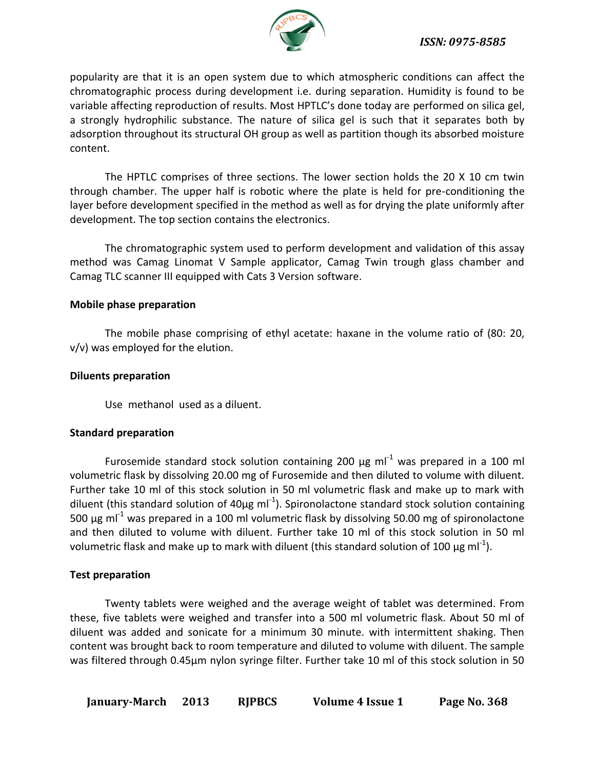popularity are that it is an open system due to which atmospheric conditions can affect the chromatographic process during development i.e. during separation. Humidity is found to be variable affecting reproduction of results. Most HPTLC's done today are performed on silica gel, a strongly hydrophilic substance. The nature of silica gel is such that it separates both by adsorption throughout its structural OH group as well as partition though its absorbed moisture content.

The HPTLC comprises of three sections. The lower section holds the 20 X 10 cm twin through chamber. The upper half is robotic where the plate is held for pre-conditioning the layer before development specified in the method as well as for drying the plate uniformly after development. The top section contains the electronics.

The chromatographic system used to perform development and validation of this assay method was Camag Linomat V Sample applicator, Camag Twin trough glass chamber and Camag TLC scanner III equipped with Cats 3 Version software.

**Mobile phase preparation**

The mobile phase comprising of ethyl acetate: haxane in the volume ratio of (80: 20, v/v) was employed for the elution.

**Diluents preparation**

Use methanol used as a diluent.

**Standard preparation**

Furosemide standard stock solution containing 200 µg $ml^{-1}$ was prepared in a 100 ml volumetric flask by dissolving 20.00 mg of Furosemide and then diluted to volume with diluent. Further take 10 ml of this stock solution in 50 ml volumetric flask and make up to mark with diluent (this standard solution of 40µg $ml^{-1}$). Spironolactone standard stock solution containing 500 µg $ml^{-1}$ was prepared in a 100 ml volumetric flask by dissolving 50.00 mg of spironolactone and then diluted to volume with diluent. Further take 10 ml of this stock solution in 50 ml volumetric flask and make up to mark with diluent (this standard solution of 100 µg $ml^{-1}$).

**Test preparation**

Twenty tablets were weighed and the average weight of tablet was determined. From these, five tablets were weighed and transfer into a 500 ml volumetric flask. About 50 ml of diluent was added and sonicate for a minimum 30 minute. with intermittent shaking. Then content was brought back to room temperature and diluted to volume with diluent. The sample was filtered through 0.45µm nylon syringe filter. Further take 10 ml of this stock solution in 50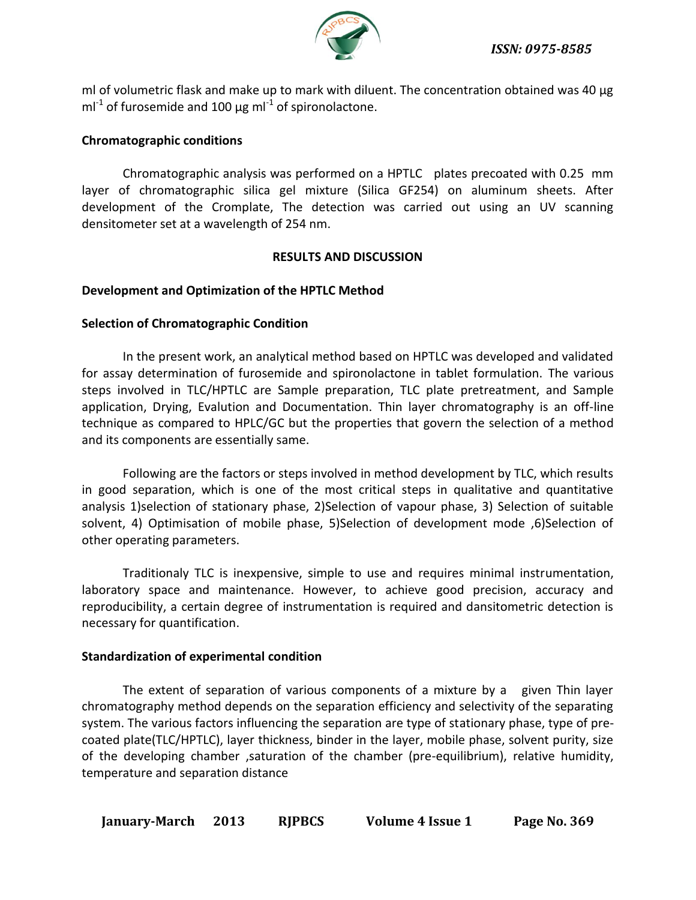ml of volumetric flask and make up to mark with diluent. The concentration obtained was 40 µg ml$^{-1}$ of furosemide and 100 µg ml$^{-1}$ of spironolactone.

**Chromatographic conditions**

Chromatographic analysis was performed on a HPTLC plates precoated with 0.25 mm layer of chromatographic silica gel mixture (Silica GF254) on aluminum sheets. After development of the Cromplate, The detection was carried out using an UV scanning densitometer set at a wavelength of 254 nm.

## RESULTS AND DISCUSSION

**Development and Optimization of the HPTLC Method**

**Selection of Chromatographic Condition**

In the present work, an analytical method based on HPTLC was developed and validated for assay determination of furosemide and spironolactone in tablet formulation. The various steps involved in TLC/HPTLC are Sample preparation, TLC plate pretreatment, and Sample application, Drying, Evalution and Documentation. Thin layer chromatography is an off-line technique as compared to HPLC/GC but the properties that govern the selection of a method and its components are essentially same.

Following are the factors or steps involved in method development by TLC, which results in good separation, which is one of the most critical steps in qualitative and quantitative analysis 1)selection of stationary phase, 2)Selection of vapour phase, 3) Selection of suitable solvent, 4) Optimisation of mobile phase, 5)Selection of development mode ,6)Selection of other operating parameters.

Traditionaly TLC is inexpensive, simple to use and requires minimal instrumentation, laboratory space and maintenance. However, to achieve good precision, accuracy and reproducibility, a certain degree of instrumentation is required and dansitometric detection is necessary for quantification.

**Standardization of experimental condition**

The extent of separation of various components of a mixture by a given Thin layer chromatography method depends on the separation efficiency and selectivity of the separating system. The various factors influencing the separation are type of stationary phase, type of pre-coated plate(TLC/HPTLC), layer thickness, binder in the layer, mobile phase, solvent purity, size of the developing chamber ,saturation of the chamber (pre-equilibrium), relative humidity, temperature and separation distance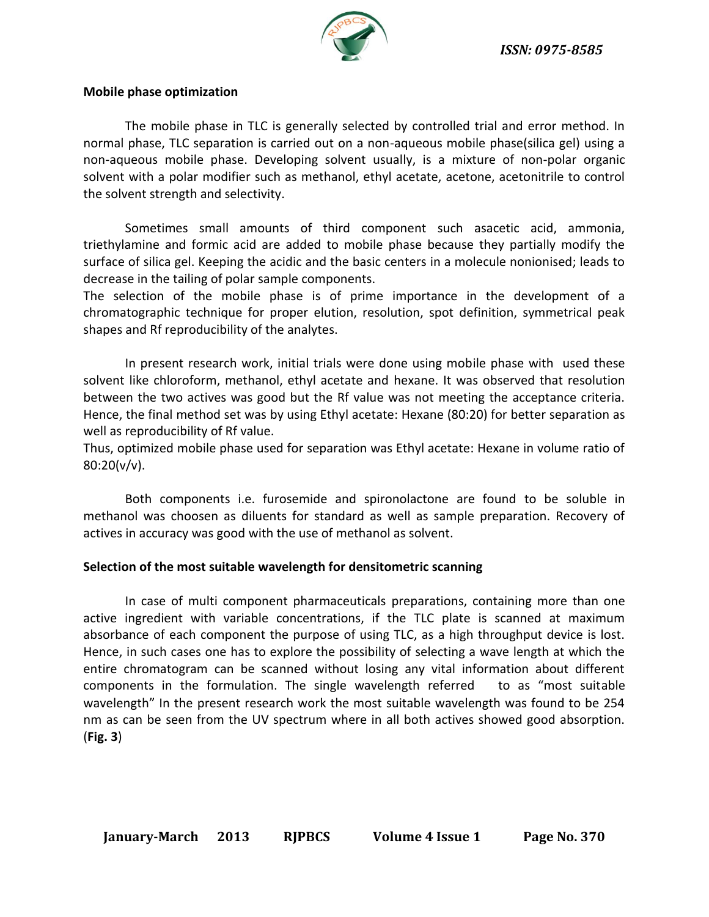**Mobile phase optimization**

The mobile phase in TLC is generally selected by controlled trial and error method. In normal phase, TLC separation is carried out on a non-aqueous mobile phase(silica gel) using a non-aqueous mobile phase. Developing solvent usually, is a mixture of non-polar organic solvent with a polar modifier such as methanol, ethyl acetate, acetone, acetonitrile to control the solvent strength and selectivity.

Sometimes small amounts of third component such asacetic acid, ammonia, triethylamine and formic acid are added to mobile phase because they partially modify the surface of silica gel. Keeping the acidic and the basic centers in a molecule nonionised; leads to decrease in the tailing of polar sample components.

The selection of the mobile phase is of prime importance in the development of a chromatographic technique for proper elution, resolution, spot definition, symmetrical peak shapes and Rf reproducibility of the analytes.

In present research work, initial trials were done using mobile phase with used these solvent like chloroform, methanol, ethyl acetate and hexane. It was observed that resolution between the two actives was good but the Rf value was not meeting the acceptance criteria. Hence, the final method set was by using Ethyl acetate: Hexane (80:20) for better separation as well as reproducibility of Rf value.

Thus, optimized mobile phase used for separation was Ethyl acetate: Hexane in volume ratio of 80:20(v/v).

Both components i.e. furosemide and spironolactone are found to be soluble in methanol was choosen as diluents for standard as well as sample preparation. Recovery of actives in accuracy was good with the use of methanol as solvent.

**Selection of the most suitable wavelength for densitometric scanning**

In case of multi component pharmaceuticals preparations, containing more than one active ingredient with variable concentrations, if the TLC plate is scanned at maximum absorbance of each component the purpose of using TLC, as a high throughput device is lost. Hence, in such cases one has to explore the possibility of selecting a wave length at which the entire chromatogram can be scanned without losing any vital information about different components in the formulation. The single wavelength referred to as "most suitable wavelength" In the present research work the most suitable wavelength was found to be 254 nm as can be seen from the UV spectrum where in all both actives showed good absorption. (**Fig. 3**)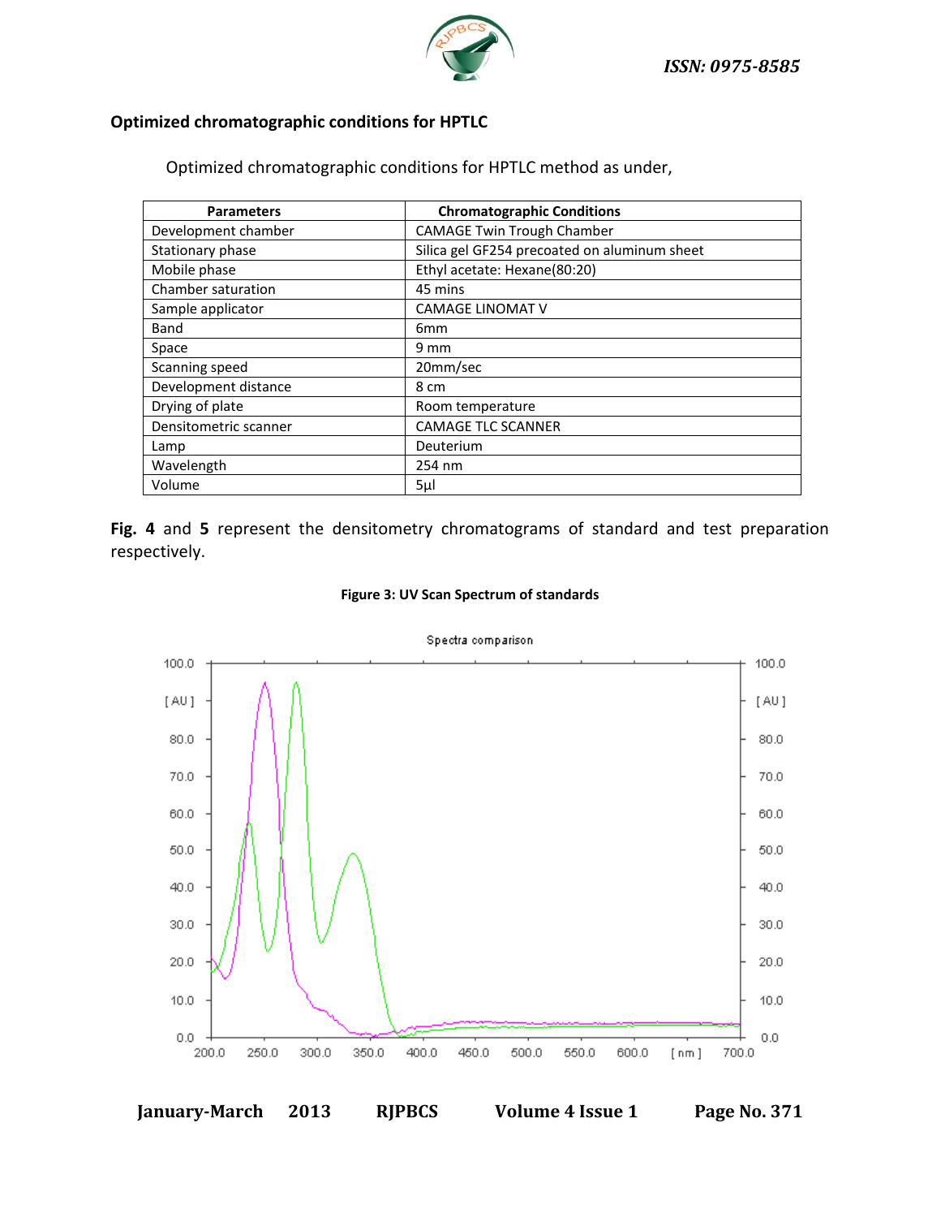### Optimized chromatographic conditions for HPTLC

Optimized chromatographic conditions for HPTLC method as under,

| Parameters | Chromatographic Conditions |
|---|---|
| Development chamber | CAMAGE Twin Trough Chamber |
| Stationary phase | Silica gel GF254 precoated on aluminum sheet |
| Mobile phase | Ethyl acetate: Hexane(80:20) |
| Chamber saturation | 45 mins |
| Sample applicator | CAMAGE LINOMAT V |
| Band | 6mm |
| Space | 9 mm |
| Scanning speed | 20mm/sec |
| Development distance | 8 cm |
| Drying of plate | Room temperature |
| Densitometric scanner | CAMAGE TLC SCANNER |
| Lamp | Deuterium |
| Wavelength | 254 nm |
| Volume | 5µl |

**Fig. 4** and **5** represent the densitometry chromatograms of standard and test preparation respectively.

**Figure 3: UV Scan Spectrum of standards**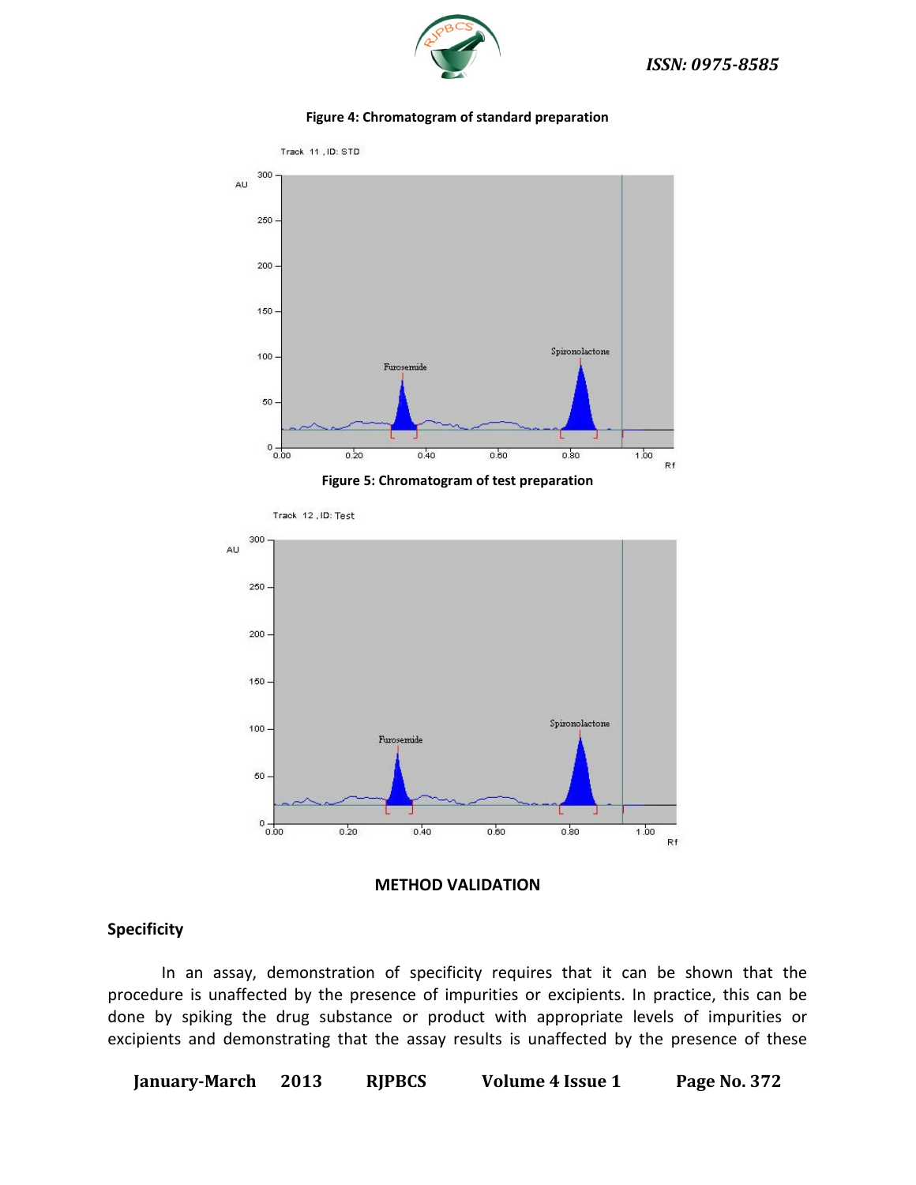**Figure 4: Chromatogram of standard preparation**

**Figure 5: Chromatogram of test preparation**

## METHOD VALIDATION

### Specificity

In an assay, demonstration of specificity requires that it can be shown that the procedure is unaffected by the presence of impurities or excipients. In practice, this can be done by spiking the drug substance or product with appropriate levels of impurities or excipients and demonstrating that the assay results is unaffected by the presence of these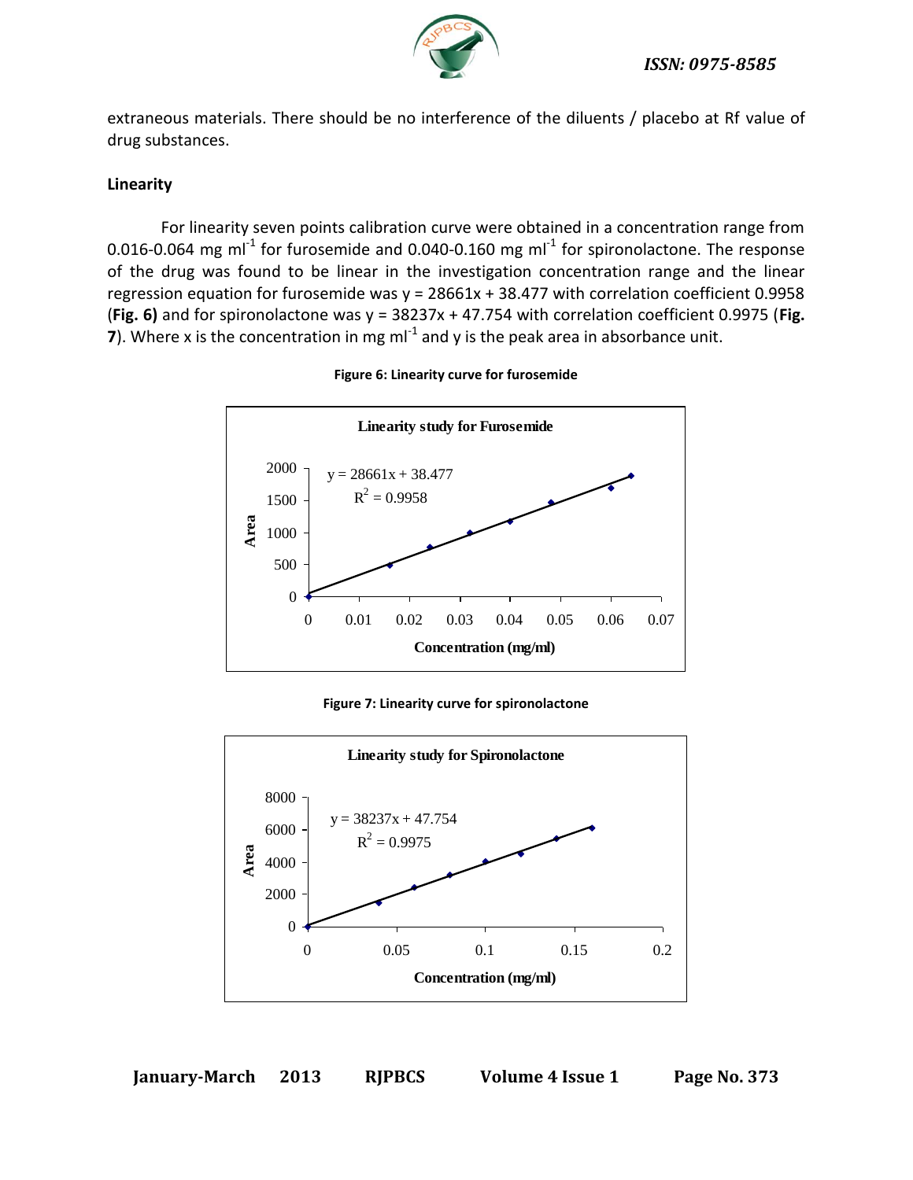extraneous materials. There should be no interference of the diluents / placebo at Rf value of drug substances.

### Linearity

For linearity seven points calibration curve were obtained in a concentration range from 0.016-0.064 mg $ml^{-1}$ for furosemide and 0.040-0.160 mg $ml^{-1}$ for spironolactone. The response of the drug was found to be linear in the investigation concentration range and the linear regression equation for furosemide was $y = 28661x + 38.477$ with correlation coefficient 0.9958 (**Fig. 6)** and for spironolactone was $y = 38237x + 47.754$ with correlation coefficient 0.9975 (**Fig. 7**). Where x is the concentration in mg $ml^{-1}$ and y is the peak area in absorbance unit.

**Figure 6: Linearity curve for furosemide**

**Figure 7: Linearity curve for spironolactone**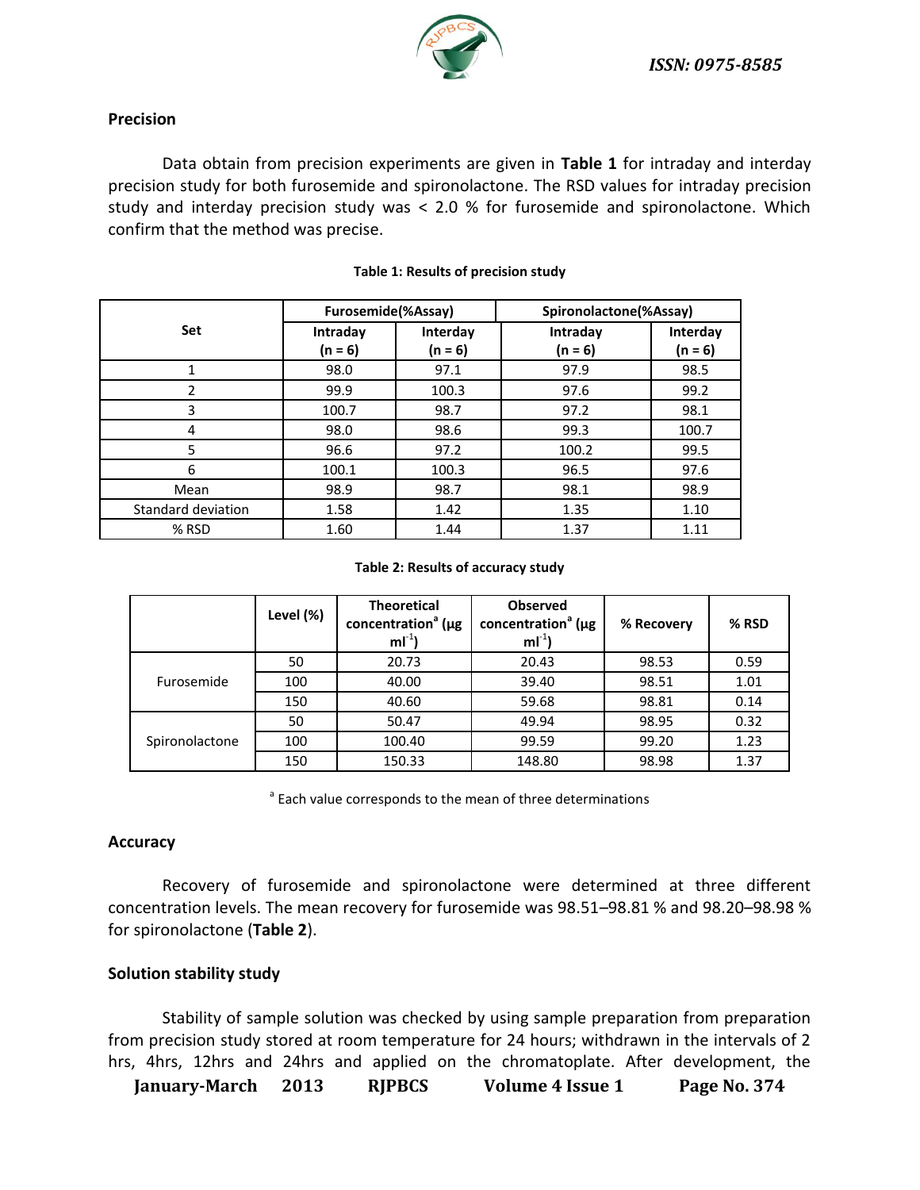### Precision

Data obtain from precision experiments are given in **Table 1** for intraday and interday precision study for both furosemide and spironolactone. The RSD values for intraday precision study and interday precision study was < 2.0 % for furosemide and spironolactone. Which confirm that the method was precise.

**Table 1: Results of precision study**

| Set | Furosemide(%Assay) | | Spironolactone(%Assay) | |
|---|---|---|---|---|
| | Intraday (n = 6) | Interday (n = 6) | Intraday (n = 6) | Interday (n = 6) |
| 1 | 98.0 | 97.1 | 97.9 | 98.5 |
| 2 | 99.9 | 100.3 | 97.6 | 99.2 |
| 3 | 100.7 | 98.7 | 97.2 | 98.1 |
| 4 | 98.0 | 98.6 | 99.3 | 100.7 |
| 5 | 96.6 | 97.2 | 100.2 | 99.5 |
| 6 | 100.1 | 100.3 | 96.5 | 97.6 |
| Mean | 98.9 | 98.7 | 98.1 | 98.9 |
| Standard deviation | 1.58 | 1.42 | 1.35 | 1.10 |
| % RSD | 1.60 | 1.44 | 1.37 | 1.11 |

**Table 2: Results of accuracy study**

| | Level (%) | Theoretical concentration[a] (μg $ml^{-1}$) | Observed concentration[a] (μg $ml^{-1}$) | % Recovery | % RSD |
|---|---|---|---|---|---|
| Furosemide | 50 | 20.73 | 20.43 | 98.53 | 0.59 |
| | 100 | 40.00 | 39.40 | 98.51 | 1.01 |
| | 150 | 40.60 | 59.68 | 98.81 | 0.14 |
| Spironolactone | 50 | 50.47 | 49.94 | 98.95 | 0.32 |
| | 100 | 100.40 | 99.59 | 99.20 | 1.23 |
| | 150 | 150.33 | 148.80 | 98.98 | 1.37 |

[a] Each value corresponds to the mean of three determinations

### Accuracy

Recovery of furosemide and spironolactone were determined at three different concentration levels. The mean recovery for furosemide was 98.51–98.81 % and 98.20–98.98 % for spironolactone (**Table 2**).

### Solution stability study

Stability of sample solution was checked by using sample preparation from preparation from precision study stored at room temperature for 24 hours; withdrawn in the intervals of 2 hrs, 4hrs, 12hrs and 24hrs and applied on the chromatoplate. After development, the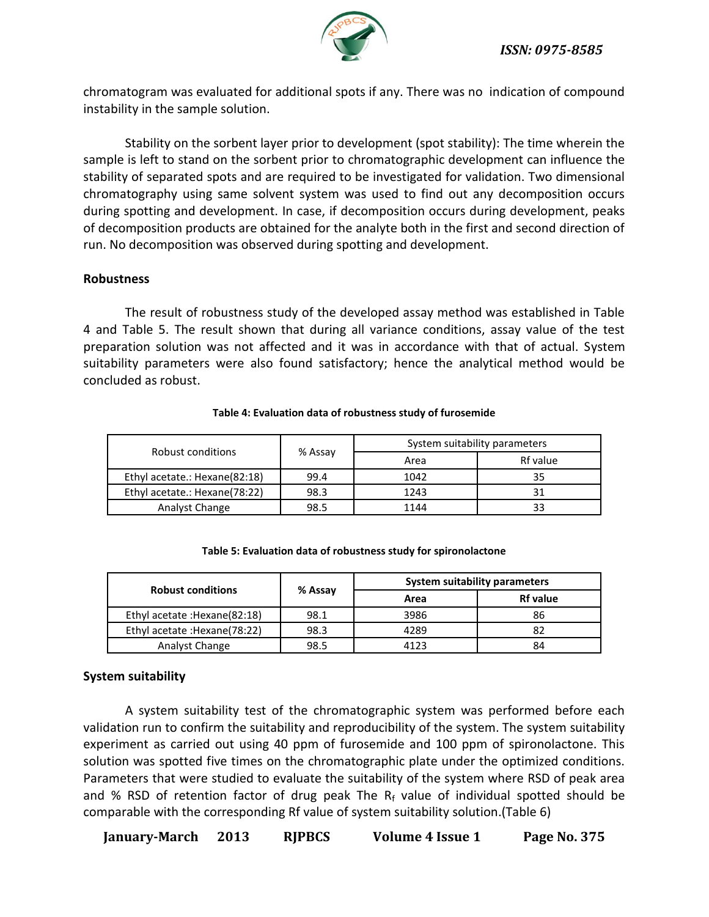chromatogram was evaluated for additional spots if any. There was no indication of compound instability in the sample solution.

Stability on the sorbent layer prior to development (spot stability): The time wherein the sample is left to stand on the sorbent prior to chromatographic development can influence the stability of separated spots and are required to be investigated for validation. Two dimensional chromatography using same solvent system was used to find out any decomposition occurs during spotting and development. In case, if decomposition occurs during development, peaks of decomposition products are obtained for the analyte both in the first and second direction of run. No decomposition was observed during spotting and development.

**Robustness**

The result of robustness study of the developed assay method was established in Table 4 and Table 5. The result shown that during all variance conditions, assay value of the test preparation solution was not affected and it was in accordance with that of actual. System suitability parameters were also found satisfactory; hence the analytical method would be concluded as robust.

**Table 4: Evaluation data of robustness study of furosemide**

| Robust conditions | % Assay | System suitability parameters | |
|---|---|---|---|
| | | Area | Rf value |
| Ethyl acetate.: Hexane(82:18) | 99.4 | 1042 | 35 |
| Ethyl acetate.: Hexane(78:22) | 98.3 | 1243 | 31 |
| Analyst Change | 98.5 | 1144 | 33 |

**Table 5: Evaluation data of robustness study for spironolactone**

| **Robust conditions** | **% Assay** | **System suitability parameters** | |
|---|---|---|---|
| | | **Area** | **Rf value** |
| Ethyl acetate :Hexane(82:18) | 98.1 | 3986 | 86 |
| Ethyl acetate :Hexane(78:22) | 98.3 | 4289 | 82 |
| Analyst Change | 98.5 | 4123 | 84 |

**System suitability**

A system suitability test of the chromatographic system was performed before each validation run to confirm the suitability and reproducibility of the system. The system suitability experiment as carried out using 40 ppm of furosemide and 100 ppm of spironolactone. This solution was spotted five times on the chromatographic plate under the optimized conditions. Parameters that were studied to evaluate the suitability of the system where RSD of peak area and % RSD of retention factor of drug peak The $R_f$ value of individual spotted should be comparable with the corresponding Rf value of system suitability solution.(Table 6)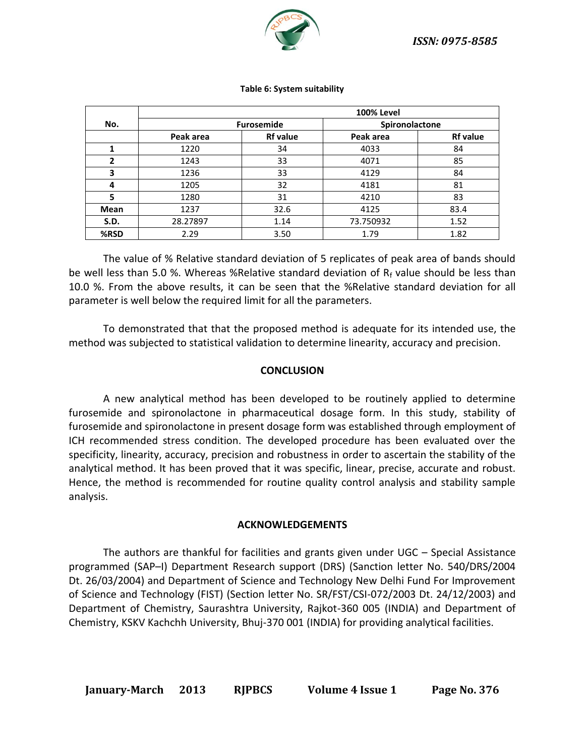**Table 6: System suitability**

| No. | 100% Level | | | |
|---|---|---|---|---|
| | Furosemide | | Spironolactone | |
| | Peak area | Rf value | Peak area | Rf value |
| **1** | 1220 | 34 | 4033 | 84 |
| **2** | 1243 | 33 | 4071 | 85 |
| **3** | 1236 | 33 | 4129 | 84 |
| **4** | 1205 | 32 | 4181 | 81 |
| **5** | 1280 | 31 | 4210 | 83 |
| **Mean** | 1237 | 32.6 | 4125 | 83.4 |
| **S.D.** | 28.27897 | 1.14 | 73.750932 | 1.52 |
| **%RSD** | 2.29 | 3.50 | 1.79 | 1.82 |

The value of % Relative standard deviation of 5 replicates of peak area of bands should be well less than 5.0 %. Whereas %Relative standard deviation of $R_f$ value should be less than 10.0 %. From the above results, it can be seen that the %Relative standard deviation for all parameter is well below the required limit for all the parameters.

To demonstrated that that the proposed method is adequate for its intended use, the method was subjected to statistical validation to determine linearity, accuracy and precision.

## CONCLUSION

A new analytical method has been developed to be routinely applied to determine furosemide and spironolactone in pharmaceutical dosage form. In this study, stability of furosemide and spironolactone in present dosage form was established through employment of ICH recommended stress condition. The developed procedure has been evaluated over the specificity, linearity, accuracy, precision and robustness in order to ascertain the stability of the analytical method. It has been proved that it was specific, linear, precise, accurate and robust. Hence, the method is recommended for routine quality control analysis and stability sample analysis.

## ACKNOWLEDGEMENTS

The authors are thankful for facilities and grants given under UGC – Special Assistance programmed (SAP–I) Department Research support (DRS) (Sanction letter No. 540/DRS/2004 Dt. 26/03/2004) and Department of Science and Technology New Delhi Fund For Improvement of Science and Technology (FIST) (Section letter No. SR/FST/CSI-072/2003 Dt. 24/12/2003) and Department of Chemistry, Saurashtra University, Rajkot-360 005 (INDIA) and Department of Chemistry, KSKV Kachchh University, Bhuj-370 001 (INDIA) for providing analytical facilities.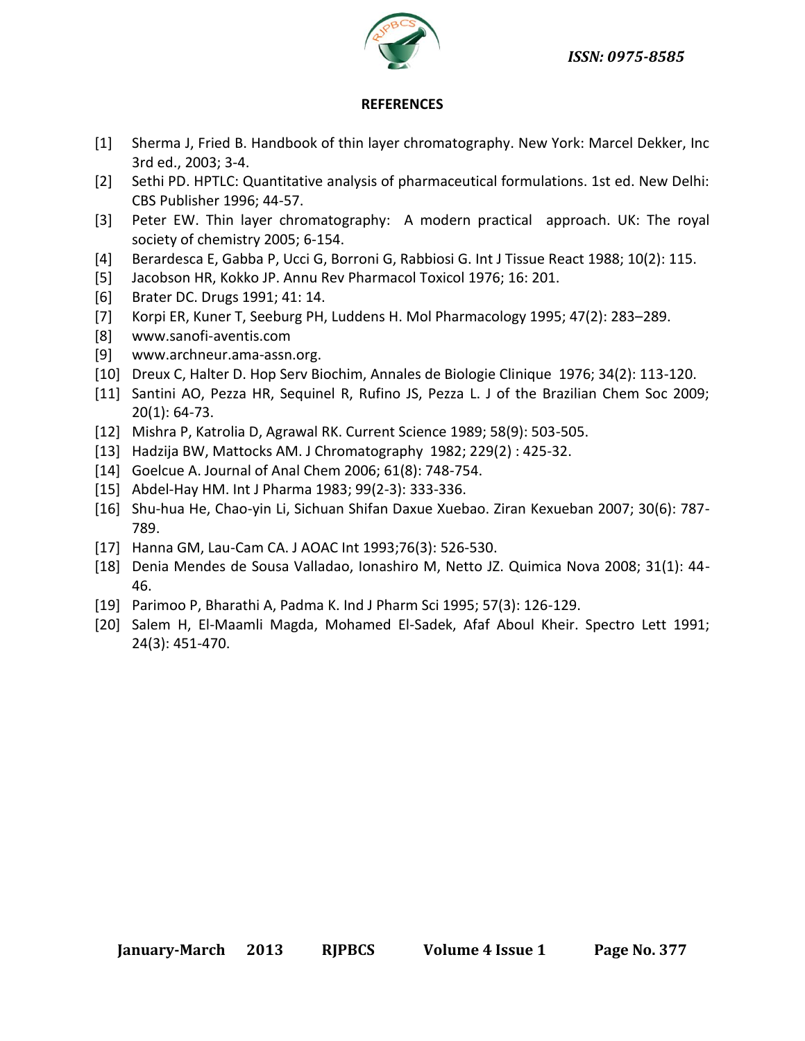## REFERENCES

[1] Sherma J, Fried B. Handbook of thin layer chromatography. New York: Marcel Dekker, Inc 3rd ed., 2003; 3-4.

[2] Sethi PD. HPTLC: Quantitative analysis of pharmaceutical formulations. 1st ed. New Delhi: CBS Publisher 1996; 44-57.

[3] Peter EW. Thin layer chromatography: A modern practical approach. UK: The royal society of chemistry 2005; 6-154.

[4] Berardesca E, Gabba P, Ucci G, Borroni G, Rabbiosi G. Int J Tissue React 1988; 10(2): 115.

[5] Jacobson HR, Kokko JP. Annu Rev Pharmacol Toxicol 1976; 16: 201.

[6] Brater DC. Drugs 1991; 41: 14.

[7] Korpi ER, Kuner T, Seeburg PH, Luddens H. Mol Pharmacology 1995; 47(2): 283–289.

[8] www.sanofi-aventis.com

[9] www.archneur.ama-assn.org.

[10] Dreux C, Halter D. Hop Serv Biochim, Annales de Biologie Clinique 1976; 34(2): 113-120.

[11] Santini AO, Pezza HR, Sequinel R, Rufino JS, Pezza L. J of the Brazilian Chem Soc 2009; 20(1): 64-73.

[12] Mishra P, Katrolia D, Agrawal RK. Current Science 1989; 58(9): 503-505.

[13] Hadzija BW, Mattocks AM. J Chromatography 1982; 229(2) : 425-32.

[14] Goelcue A. Journal of Anal Chem 2006; 61(8): 748-754.

[15] Abdel-Hay HM. Int J Pharma 1983; 99(2-3): 333-336.

[16] Shu-hua He, Chao-yin Li, Sichuan Shifan Daxue Xuebao. Ziran Kexueban 2007; 30(6): 787-789.

[17] Hanna GM, Lau-Cam CA. J AOAC Int 1993;76(3): 526-530.

[18] Denia Mendes de Sousa Valladao, Ionashiro M, Netto JZ. Quimica Nova 2008; 31(1): 44-46.

[19] Parimoo P, Bharathi A, Padma K. Ind J Pharm Sci 1995; 57(3): 126-129.

[20] Salem H, El-Maamli Magda, Mohamed El-Sadek, Afaf Aboul Kheir. Spectro Lett 1991; 24(3): 451-470.